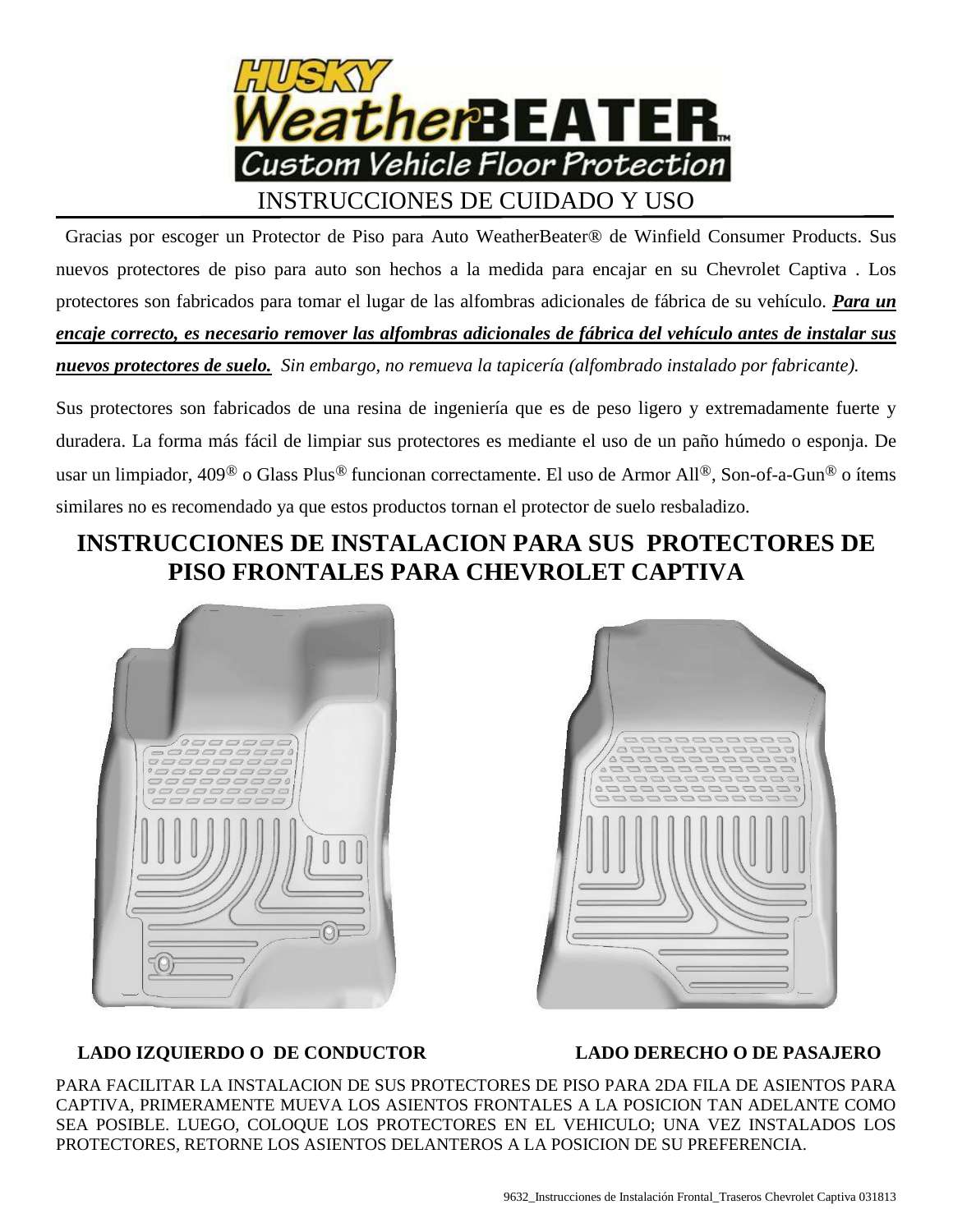# HUSKY WeatherBEATER™

**Custom Vehicle Floor Protection**

## INSTRUCCIONES DE CUIDADO Y USO

Gracias por escoger un Protector de Piso para Auto WeatherBeater® de Winfield Consumer Products. Sus nuevos protectores de piso para auto son hechos a la medida para encajar en su Chevrolet Captiva . Los protectores son fabricados para tomar el lugar de las alfombras adicionales de fábrica de su vehículo. ***Para un encaje correcto, es necesario remover las alfombras adicionales de fábrica del vehículo antes de instalar sus nuevos protectores de suelo.*** *Sin embargo, no remueva la tapicería (alfombrado instalado por fabricante).*

Sus protectores son fabricados de una resina de ingeniería que es de peso ligero y extremadamente fuerte y duradera. La forma más fácil de limpiar sus protectores es mediante el uso de un paño húmedo o esponja. De usar un limpiador, 409® o Glass Plus® funcionan correctamente. El uso de Armor All®, Son-of-a-Gun® o ítems similares no es recomendado ya que estos productos tornan el protector de suelo resbaladizo.

## INSTRUCCIONES DE INSTALACION PARA SUS PROTECTORES DE PISO FRONTALES PARA CHEVROLET CAPTIVA

**LADO IZQUIERDO O DE CONDUCTOR**

**LADO DERECHO O DE PASAJERO**

PARA FACILITAR LA INSTALACION DE SUS PROTECTORES DE PISO PARA 2DA FILA DE ASIENTOS PARA CAPTIVA, PRIMERAMENTE MUEVA LOS ASIENTOS FRONTALES A LA POSICION TAN ADELANTE COMO SEA POSIBLE. LUEGO, COLOQUE LOS PROTECTORES EN EL VEHICULO; UNA VEZ INSTALADOS LOS PROTECTORES, RETORNE LOS ASIENTOS DELANTEROS A LA POSICION DE SU PREFERENCIA.

9632_Instrucciones de Instalación Frontal_Traseros Chevrolet Captiva 031813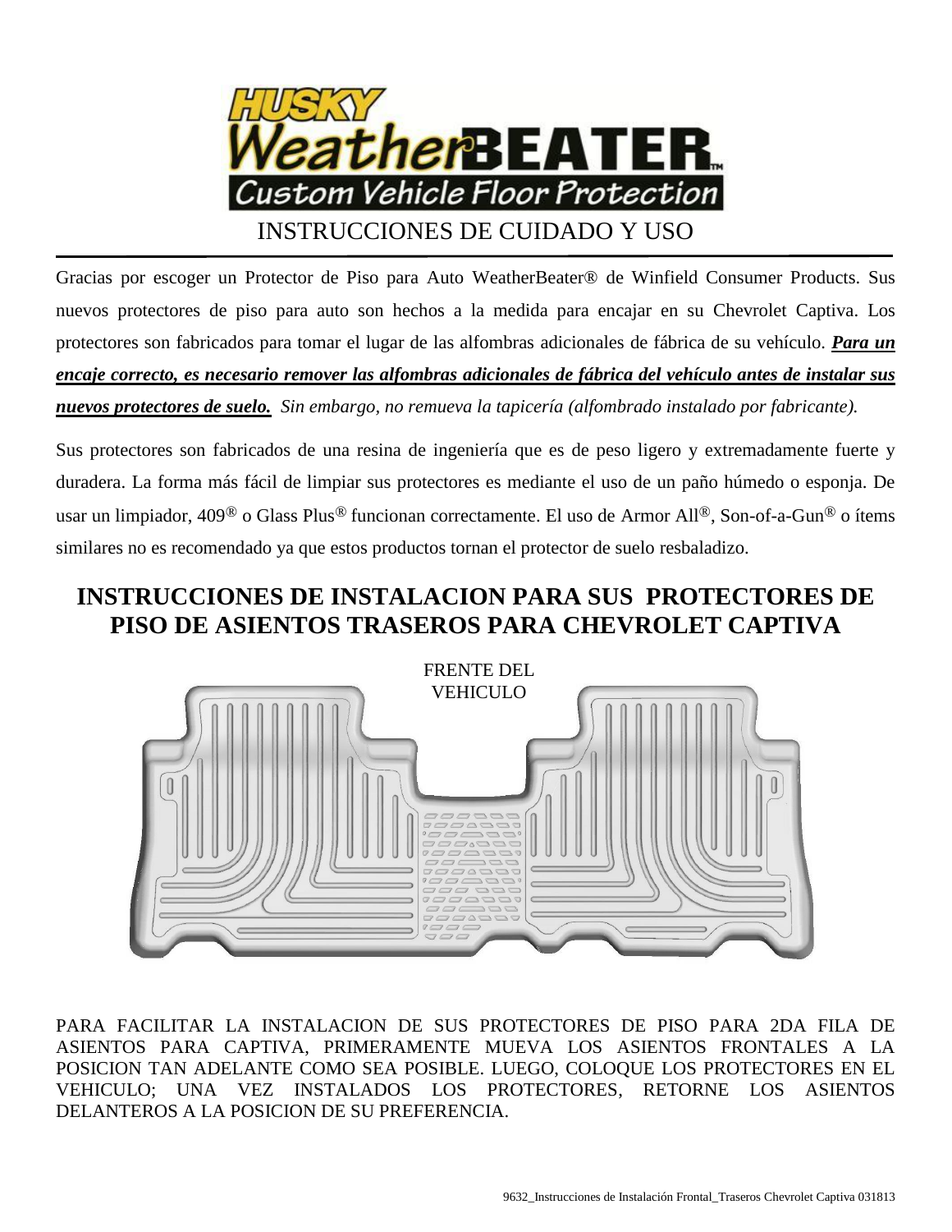HUSKY WeatherBEATER™ Custom Vehicle Floor Protection

INSTRUCCIONES DE CUIDADO Y USO

Gracias por escoger un Protector de Piso para Auto WeatherBeater® de Winfield Consumer Products. Sus nuevos protectores de piso para auto son hechos a la medida para encajar en su Chevrolet Captiva. Los protectores son fabricados para tomar el lugar de las alfombras adicionales de fábrica de su vehículo. ***Para un encaje correcto, es necesario remover las alfombras adicionales de fábrica del vehículo antes de instalar sus nuevos protectores de suelo.*** *Sin embargo, no remueva la tapicería (alfombrado instalado por fabricante).*

Sus protectores son fabricados de una resina de ingeniería que es de peso ligero y extremadamente fuerte y duradera. La forma más fácil de limpiar sus protectores es mediante el uso de un paño húmedo o esponja. De usar un limpiador, 409® o Glass Plus® funcionan correctamente. El uso de Armor All®, Son-of-a-Gun® o ítems similares no es recomendado ya que estos productos tornan el protector de suelo resbaladizo.

## INSTRUCCIONES DE INSTALACION PARA SUS PROTECTORES DE PISO DE ASIENTOS TRASEROS PARA CHEVROLET CAPTIVA

FRENTE DEL VEHICULO

PARA FACILITAR LA INSTALACION DE SUS PROTECTORES DE PISO PARA 2DA FILA DE ASIENTOS PARA CAPTIVA, PRIMERAMENTE MUEVA LOS ASIENTOS FRONTALES A LA POSICION TAN ADELANTE COMO SEA POSIBLE. LUEGO, COLOQUE LOS PROTECTORES EN EL VEHICULO; UNA VEZ INSTALADOS LOS PROTECTORES, RETORNE LOS ASIENTOS DELANTEROS A LA POSICION DE SU PREFERENCIA.

9632_Instrucciones de Instalación Frontal_Traseros Chevrolet Captiva 031813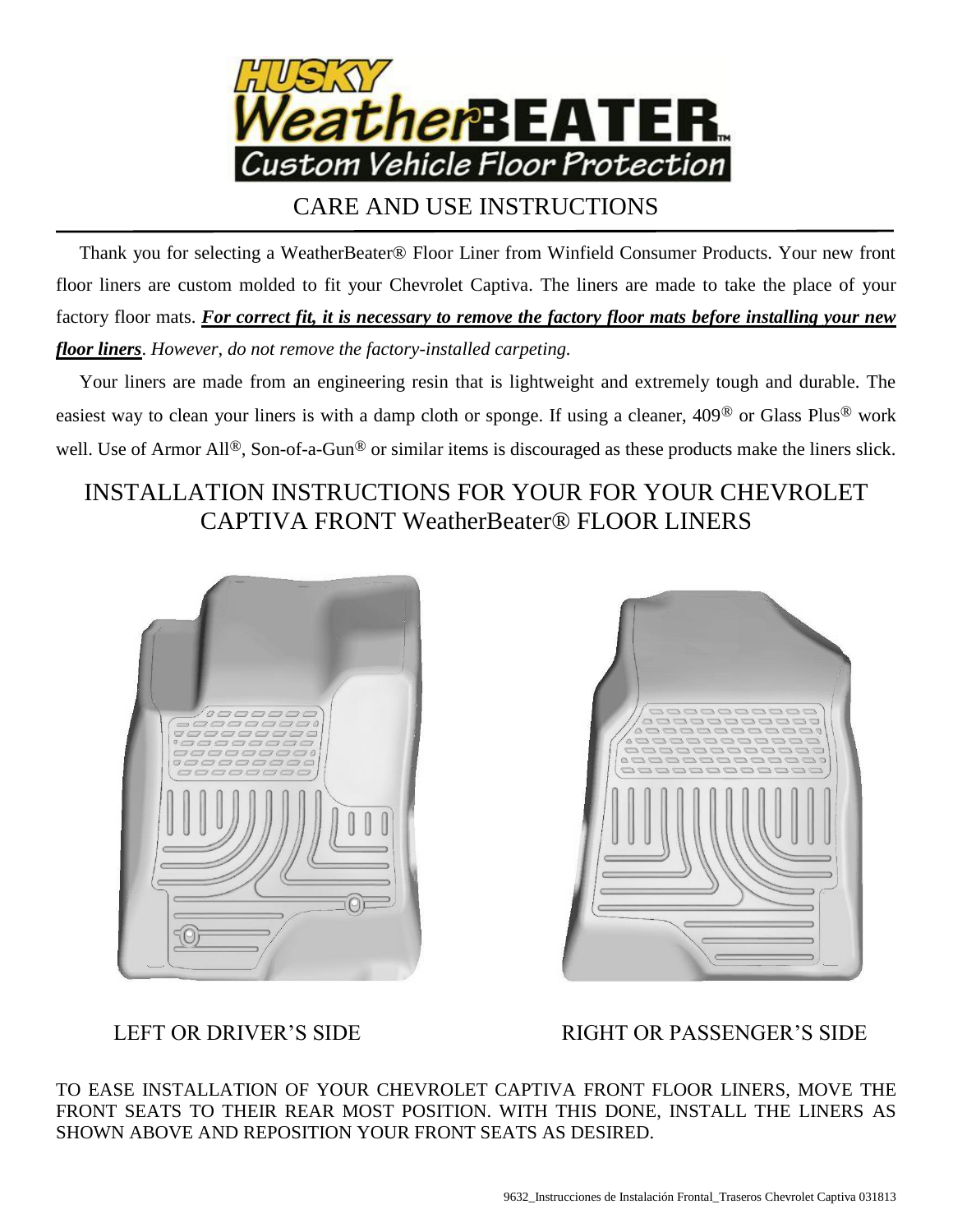# HUSKY WeatherBEATER™

## Custom Vehicle Floor Protection

## CARE AND USE INSTRUCTIONS

Thank you for selecting a WeatherBeater® Floor Liner from Winfield Consumer Products. Your new front floor liners are custom molded to fit your Chevrolet Captiva. The liners are made to take the place of your factory floor mats. ***For correct fit, it is necessary to remove the factory floor mats before installing your new floor liners***. *However, do not remove the factory-installed carpeting.*

Your liners are made from an engineering resin that is lightweight and extremely tough and durable. The easiest way to clean your liners is with a damp cloth or sponge. If using a cleaner, 409® or Glass Plus® work well. Use of Armor All®, Son-of-a-Gun® or similar items is discouraged as these products make the liners slick.

## INSTALLATION INSTRUCTIONS FOR YOUR FOR YOUR CHEVROLET CAPTIVA FRONT WeatherBeater® FLOOR LINERS

LEFT OR DRIVER'S SIDE

RIGHT OR PASSENGER'S SIDE

TO EASE INSTALLATION OF YOUR CHEVROLET CAPTIVA FRONT FLOOR LINERS, MOVE THE FRONT SEATS TO THEIR REAR MOST POSITION. WITH THIS DONE, INSTALL THE LINERS AS SHOWN ABOVE AND REPOSITION YOUR FRONT SEATS AS DESIRED.

9632_Instrucciones de Instalación Frontal_Traseros Chevrolet Captiva 031813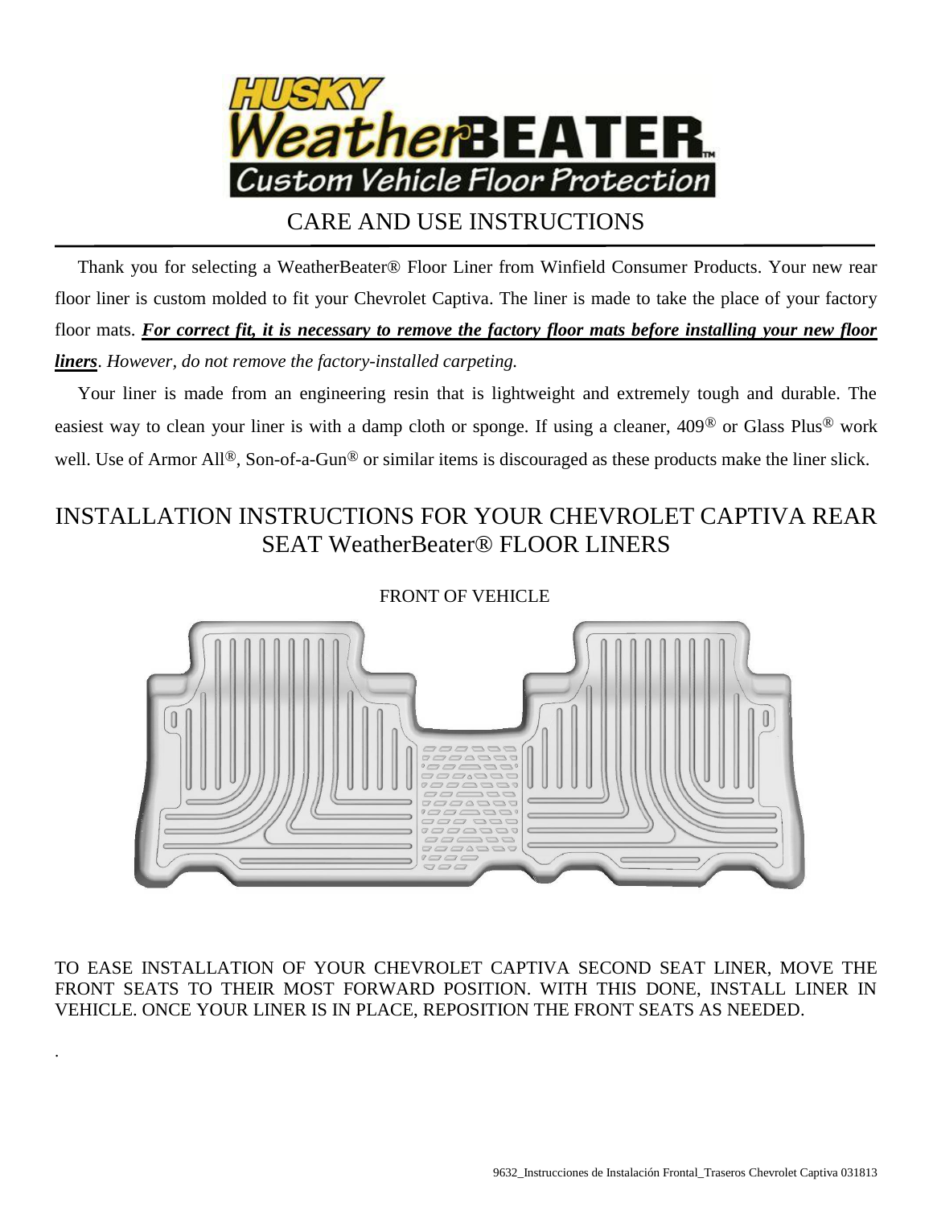HUSKY WeatherBEATER™

Custom Vehicle Floor Protection

# CARE AND USE INSTRUCTIONS

Thank you for selecting a WeatherBeater® Floor Liner from Winfield Consumer Products. Your new rear floor liner is custom molded to fit your Chevrolet Captiva. The liner is made to take the place of your factory floor mats. ***For correct fit, it is necessary to remove the factory floor mats before installing your new floor liners***. *However, do not remove the factory-installed carpeting.*

Your liner is made from an engineering resin that is lightweight and extremely tough and durable. The easiest way to clean your liner is with a damp cloth or sponge. If using a cleaner, 409® or Glass Plus® work well. Use of Armor All®, Son-of-a-Gun® or similar items is discouraged as these products make the liner slick.

## INSTALLATION INSTRUCTIONS FOR YOUR CHEVROLET CAPTIVA REAR SEAT WeatherBeater® FLOOR LINERS

FRONT OF VEHICLE

TO EASE INSTALLATION OF YOUR CHEVROLET CAPTIVA SECOND SEAT LINER, MOVE THE FRONT SEATS TO THEIR MOST FORWARD POSITION. WITH THIS DONE, INSTALL LINER IN VEHICLE. ONCE YOUR LINER IS IN PLACE, REPOSITION THE FRONT SEATS AS NEEDED.

.

9632_Instrucciones de Instalación Frontal_Traseros Chevrolet Captiva 031813